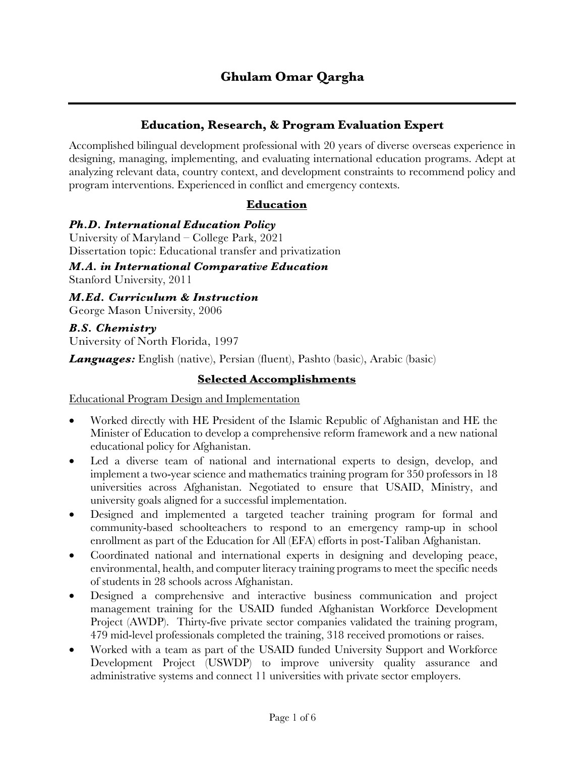# Ghulam Omar Qargha

## Education, Research, & Program Evaluation Expert

Accomplished bilingual development professional with 20 years of diverse overseas experience in designing, managing, implementing, and evaluating international education programs. Adept at analyzing relevant data, country context, and development constraints to recommend policy and program interventions. Experienced in conflict and emergency contexts.

## Education

***Ph.D. International Education Policy***
University of Maryland – College Park, 2021
Dissertation topic: Educational transfer and privatization

***M.A. in International Comparative Education***
Stanford University, 2011

***M.Ed. Curriculum & Instruction***
George Mason University, 2006

***B.S. Chemistry***
University of North Florida, 1997

***Languages:*** English (native), Persian (fluent), Pashto (basic), Arabic (basic)

## Selected Accomplishments

Educational Program Design and Implementation

- Worked directly with HE President of the Islamic Republic of Afghanistan and HE the Minister of Education to develop a comprehensive reform framework and a new national educational policy for Afghanistan.
- Led a diverse team of national and international experts to design, develop, and implement a two-year science and mathematics training program for 350 professors in 18 universities across Afghanistan. Negotiated to ensure that USAID, Ministry, and university goals aligned for a successful implementation.
- Designed and implemented a targeted teacher training program for formal and community-based schoolteachers to respond to an emergency ramp-up in school enrollment as part of the Education for All (EFA) efforts in post-Taliban Afghanistan.
- Coordinated national and international experts in designing and developing peace, environmental, health, and computer literacy training programs to meet the specific needs of students in 28 schools across Afghanistan.
- Designed a comprehensive and interactive business communication and project management training for the USAID funded Afghanistan Workforce Development Project (AWDP). Thirty-five private sector companies validated the training program, 479 mid-level professionals completed the training, 318 received promotions or raises.
- Worked with a team as part of the USAID funded University Support and Workforce Development Project (USWDP) to improve university quality assurance and administrative systems and connect 11 universities with private sector employers.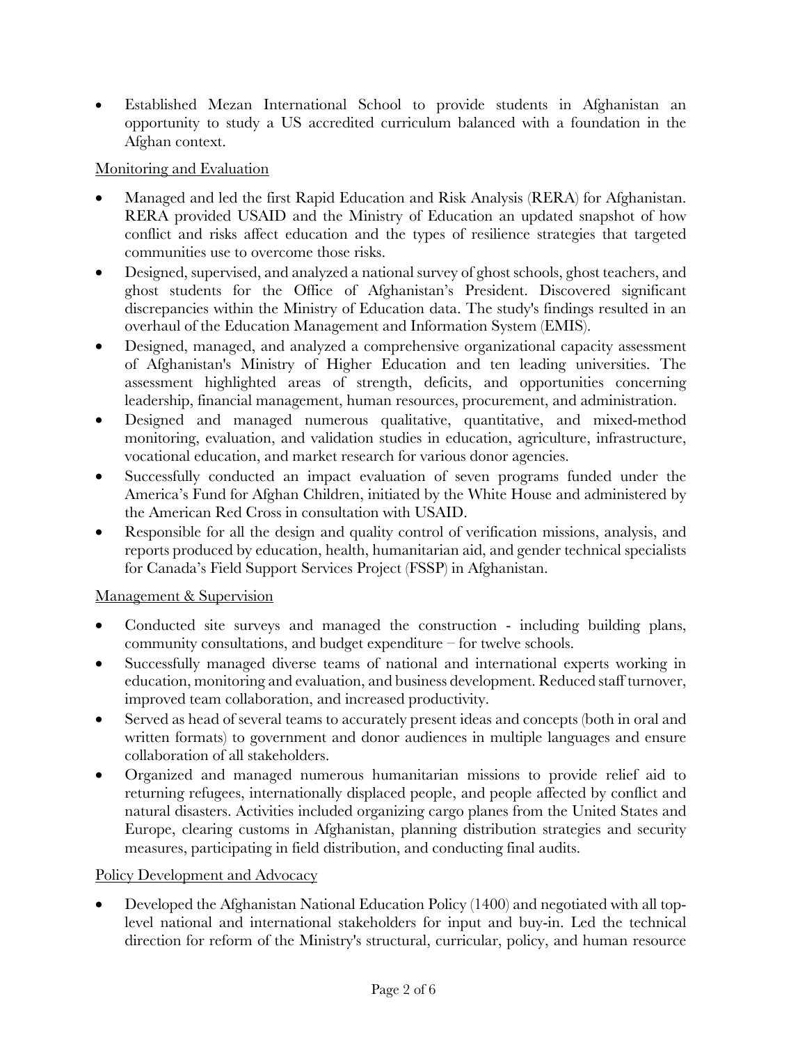- Established Mezan International School to provide students in Afghanistan an opportunity to study a US accredited curriculum balanced with a foundation in the Afghan context.

<u>Monitoring and Evaluation</u>

- Managed and led the first Rapid Education and Risk Analysis (RERA) for Afghanistan. RERA provided USAID and the Ministry of Education an updated snapshot of how conflict and risks affect education and the types of resilience strategies that targeted communities use to overcome those risks.
- Designed, supervised, and analyzed a national survey of ghost schools, ghost teachers, and ghost students for the Office of Afghanistan's President. Discovered significant discrepancies within the Ministry of Education data. The study's findings resulted in an overhaul of the Education Management and Information System (EMIS).
- Designed, managed, and analyzed a comprehensive organizational capacity assessment of Afghanistan's Ministry of Higher Education and ten leading universities. The assessment highlighted areas of strength, deficits, and opportunities concerning leadership, financial management, human resources, procurement, and administration.
- Designed and managed numerous qualitative, quantitative, and mixed-method monitoring, evaluation, and validation studies in education, agriculture, infrastructure, vocational education, and market research for various donor agencies.
- Successfully conducted an impact evaluation of seven programs funded under the America's Fund for Afghan Children, initiated by the White House and administered by the American Red Cross in consultation with USAID.
- Responsible for all the design and quality control of verification missions, analysis, and reports produced by education, health, humanitarian aid, and gender technical specialists for Canada's Field Support Services Project (FSSP) in Afghanistan.

<u>Management & Supervision</u>

- Conducted site surveys and managed the construction - including building plans, community consultations, and budget expenditure – for twelve schools.
- Successfully managed diverse teams of national and international experts working in education, monitoring and evaluation, and business development. Reduced staff turnover, improved team collaboration, and increased productivity.
- Served as head of several teams to accurately present ideas and concepts (both in oral and written formats) to government and donor audiences in multiple languages and ensure collaboration of all stakeholders.
- Organized and managed numerous humanitarian missions to provide relief aid to returning refugees, internationally displaced people, and people affected by conflict and natural disasters. Activities included organizing cargo planes from the United States and Europe, clearing customs in Afghanistan, planning distribution strategies and security measures, participating in field distribution, and conducting final audits.

<u>Policy Development and Advocacy</u>

- Developed the Afghanistan National Education Policy (1400) and negotiated with all top-level national and international stakeholders for input and buy-in. Led the technical direction for reform of the Ministry's structural, curricular, policy, and human resource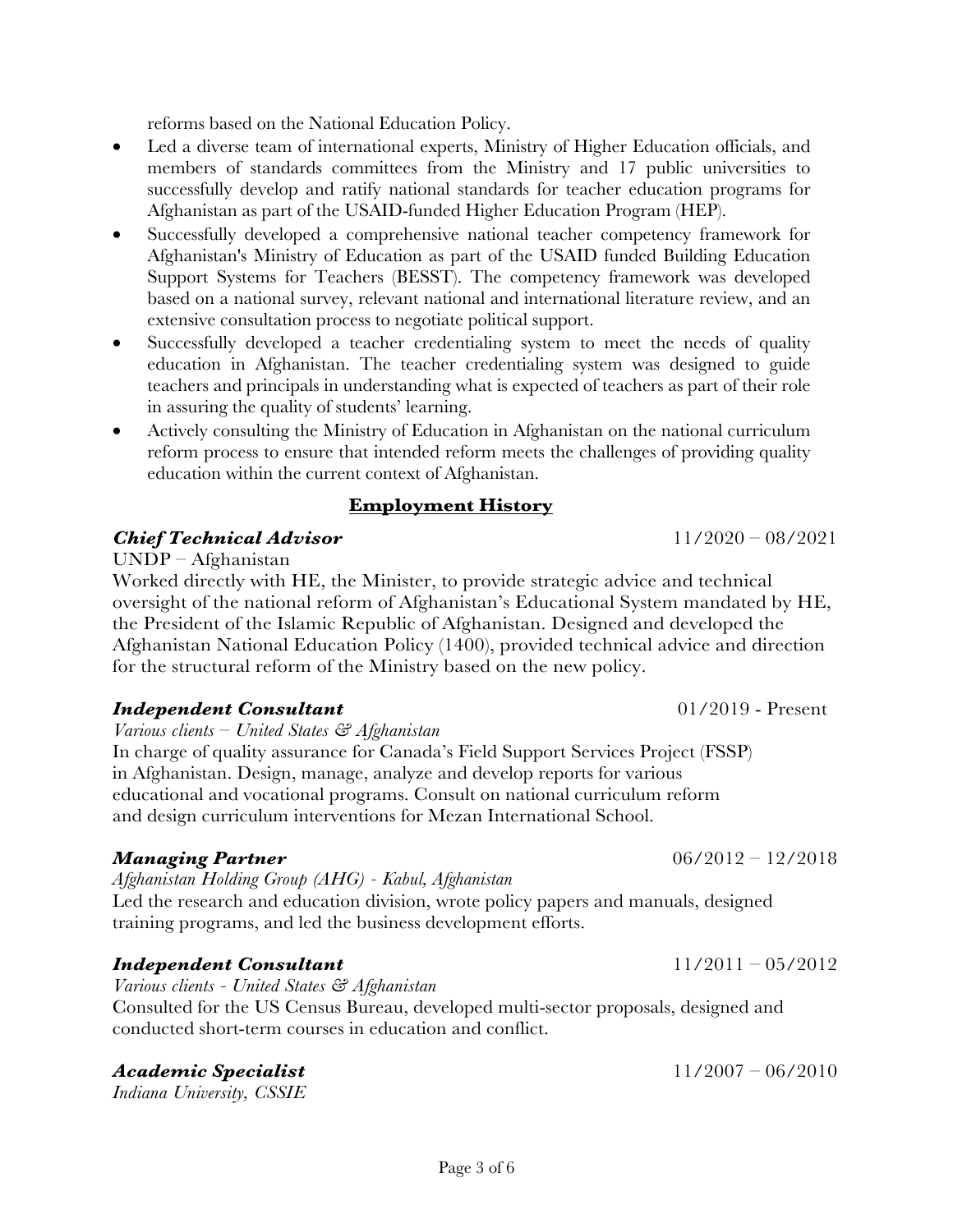reforms based on the National Education Policy.

- Led a diverse team of international experts, Ministry of Higher Education officials, and members of standards committees from the Ministry and 17 public universities to successfully develop and ratify national standards for teacher education programs for Afghanistan as part of the USAID-funded Higher Education Program (HEP).
- Successfully developed a comprehensive national teacher competency framework for Afghanistan's Ministry of Education as part of the USAID funded Building Education Support Systems for Teachers (BESST). The competency framework was developed based on a national survey, relevant national and international literature review, and an extensive consultation process to negotiate political support.
- Successfully developed a teacher credentialing system to meet the needs of quality education in Afghanistan. The teacher credentialing system was designed to guide teachers and principals in understanding what is expected of teachers as part of their role in assuring the quality of students' learning.
- Actively consulting the Ministry of Education in Afghanistan on the national curriculum reform process to ensure that intended reform meets the challenges of providing quality education within the current context of Afghanistan.

## Employment History

***Chief Technical Advisor*** 11/2020 – 08/2021

UNDP – Afghanistan

Worked directly with HE, the Minister, to provide strategic advice and technical oversight of the national reform of Afghanistan's Educational System mandated by HE, the President of the Islamic Republic of Afghanistan. Designed and developed the Afghanistan National Education Policy (1400), provided technical advice and direction for the structural reform of the Ministry based on the new policy.

***Independent Consultant*** 01/2019 - Present

*Various clients – United States & Afghanistan*

In charge of quality assurance for Canada's Field Support Services Project (FSSP) in Afghanistan. Design, manage, analyze and develop reports for various educational and vocational programs. Consult on national curriculum reform and design curriculum interventions for Mezan International School.

***Managing Partner*** 06/2012 – 12/2018

*Afghanistan Holding Group (AHG) - Kabul, Afghanistan*

Led the research and education division, wrote policy papers and manuals, designed training programs, and led the business development efforts.

***Independent Consultant*** 11/2011 – 05/2012

*Various clients - United States & Afghanistan*

Consulted for the US Census Bureau, developed multi-sector proposals, designed and conducted short-term courses in education and conflict.

***Academic Specialist*** 11/2007 – 06/2010

*Indiana University, CSSIE*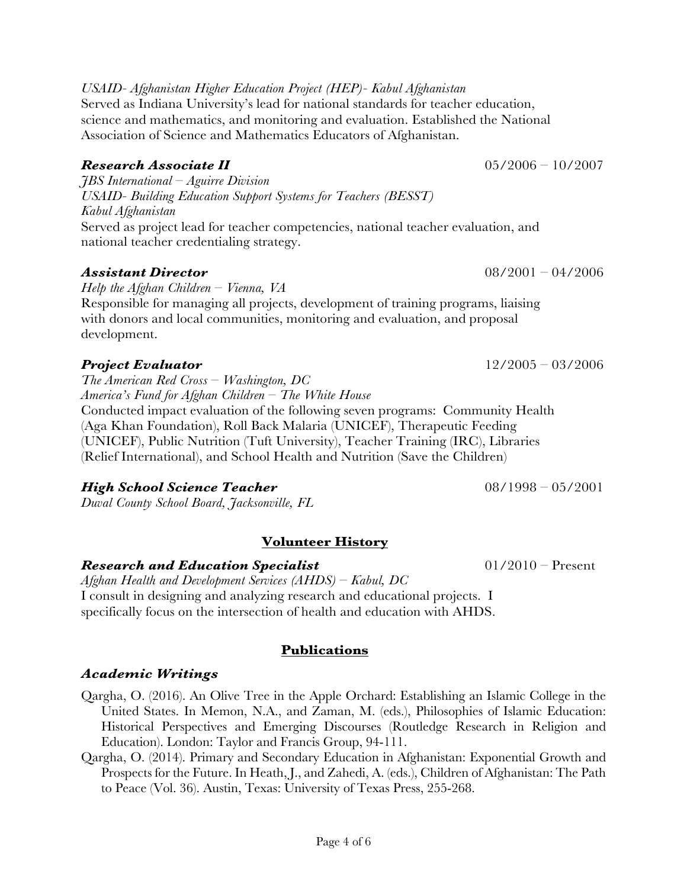*USAID- Afghanistan Higher Education Project (HEP)- Kabul Afghanistan*
Served as Indiana University's lead for national standards for teacher education, science and mathematics, and monitoring and evaluation. Established the National Association of Science and Mathematics Educators of Afghanistan.

***Research Associate II*** 05/2006 – 10/2007
*JBS International – Aguirre Division*
*USAID- Building Education Support Systems for Teachers (BESST)*
*Kabul Afghanistan*
Served as project lead for teacher competencies, national teacher evaluation, and national teacher credentialing strategy.

***Assistant Director*** 08/2001 – 04/2006
*Help the Afghan Children – Vienna, VA*
Responsible for managing all projects, development of training programs, liaising with donors and local communities, monitoring and evaluation, and proposal development.

***Project Evaluator*** 12/2005 – 03/2006
*The American Red Cross – Washington, DC*
*America's Fund for Afghan Children – The White House*
Conducted impact evaluation of the following seven programs: Community Health (Aga Khan Foundation), Roll Back Malaria (UNICEF), Therapeutic Feeding (UNICEF), Public Nutrition (Tuft University), Teacher Training (IRC), Libraries (Relief International), and School Health and Nutrition (Save the Children)

***High School Science Teacher*** 08/1998 – 05/2001
*Duval County School Board, Jacksonville, FL*

## Volunteer History

***Research and Education Specialist*** 01/2010 – Present
*Afghan Health and Development Services (AHDS) – Kabul, DC*
I consult in designing and analyzing research and educational projects. I specifically focus on the intersection of health and education with AHDS.

## Publications

### *Academic Writings*

Qargha, O. (2016). An Olive Tree in the Apple Orchard: Establishing an Islamic College in the United States. In Memon, N.A., and Zaman, M. (eds.), Philosophies of Islamic Education: Historical Perspectives and Emerging Discourses (Routledge Research in Religion and Education). London: Taylor and Francis Group, 94-111.

Qargha, O. (2014). Primary and Secondary Education in Afghanistan: Exponential Growth and Prospects for the Future. In Heath, J., and Zahedi, A. (eds.), Children of Afghanistan: The Path to Peace (Vol. 36). Austin, Texas: University of Texas Press, 255-268.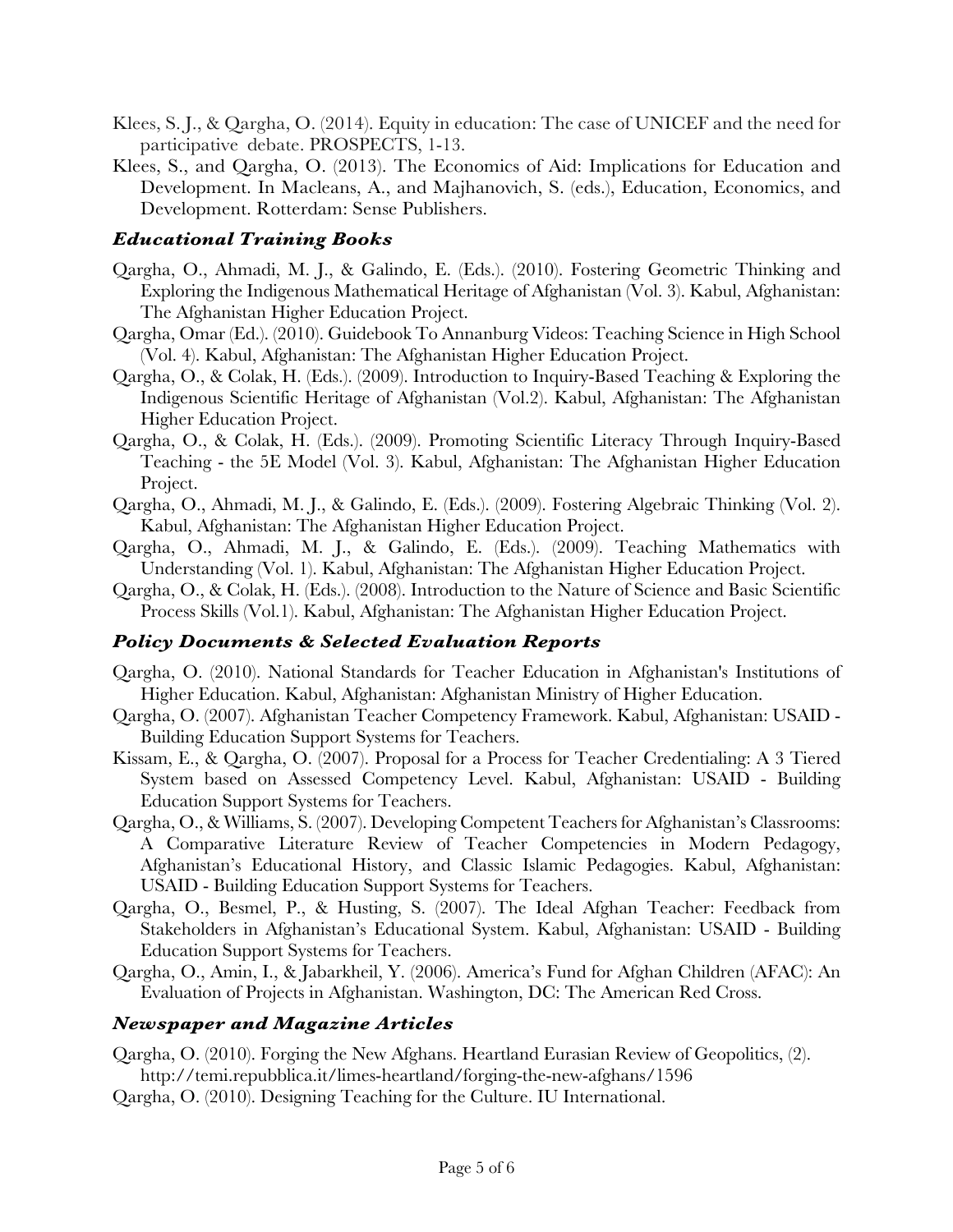Klees, S. J., & Qargha, O. (2014). Equity in education: The case of UNICEF and the need for participative debate. PROSPECTS, 1-13.

Klees, S., and Qargha, O. (2013). The Economics of Aid: Implications for Education and Development. In Macleans, A., and Majhanovich, S. (eds.), Education, Economics, and Development. Rotterdam: Sense Publishers.

### *Educational Training Books*

Qargha, O., Ahmadi, M. J., & Galindo, E. (Eds.). (2010). Fostering Geometric Thinking and Exploring the Indigenous Mathematical Heritage of Afghanistan (Vol. 3). Kabul, Afghanistan: The Afghanistan Higher Education Project.

Qargha, Omar (Ed.). (2010). Guidebook To Annanburg Videos: Teaching Science in High School (Vol. 4). Kabul, Afghanistan: The Afghanistan Higher Education Project.

Qargha, O., & Colak, H. (Eds.). (2009). Introduction to Inquiry-Based Teaching & Exploring the Indigenous Scientific Heritage of Afghanistan (Vol.2). Kabul, Afghanistan: The Afghanistan Higher Education Project.

Qargha, O., & Colak, H. (Eds.). (2009). Promoting Scientific Literacy Through Inquiry-Based Teaching - the 5E Model (Vol. 3). Kabul, Afghanistan: The Afghanistan Higher Education Project.

Qargha, O., Ahmadi, M. J., & Galindo, E. (Eds.). (2009). Fostering Algebraic Thinking (Vol. 2). Kabul, Afghanistan: The Afghanistan Higher Education Project.

Qargha, O., Ahmadi, M. J., & Galindo, E. (Eds.). (2009). Teaching Mathematics with Understanding (Vol. 1). Kabul, Afghanistan: The Afghanistan Higher Education Project.

Qargha, O., & Colak, H. (Eds.). (2008). Introduction to the Nature of Science and Basic Scientific Process Skills (Vol.1). Kabul, Afghanistan: The Afghanistan Higher Education Project.

### *Policy Documents & Selected Evaluation Reports*

Qargha, O. (2010). National Standards for Teacher Education in Afghanistan's Institutions of Higher Education. Kabul, Afghanistan: Afghanistan Ministry of Higher Education.

Qargha, O. (2007). Afghanistan Teacher Competency Framework. Kabul, Afghanistan: USAID - Building Education Support Systems for Teachers.

Kissam, E., & Qargha, O. (2007). Proposal for a Process for Teacher Credentialing: A 3 Tiered System based on Assessed Competency Level. Kabul, Afghanistan: USAID - Building Education Support Systems for Teachers.

Qargha, O., & Williams, S. (2007). Developing Competent Teachers for Afghanistan's Classrooms: A Comparative Literature Review of Teacher Competencies in Modern Pedagogy, Afghanistan's Educational History, and Classic Islamic Pedagogies. Kabul, Afghanistan: USAID - Building Education Support Systems for Teachers.

Qargha, O., Besmel, P., & Husting, S. (2007). The Ideal Afghan Teacher: Feedback from Stakeholders in Afghanistan's Educational System. Kabul, Afghanistan: USAID - Building Education Support Systems for Teachers.

Qargha, O., Amin, I., & Jabarkheil, Y. (2006). America's Fund for Afghan Children (AFAC): An Evaluation of Projects in Afghanistan. Washington, DC: The American Red Cross.

### *Newspaper and Magazine Articles*

Qargha, O. (2010). Forging the New Afghans. Heartland Eurasian Review of Geopolitics, (2). http://temi.repubblica.it/limes-heartland/forging-the-new-afghans/1596

Qargha, O. (2010). Designing Teaching for the Culture. IU International.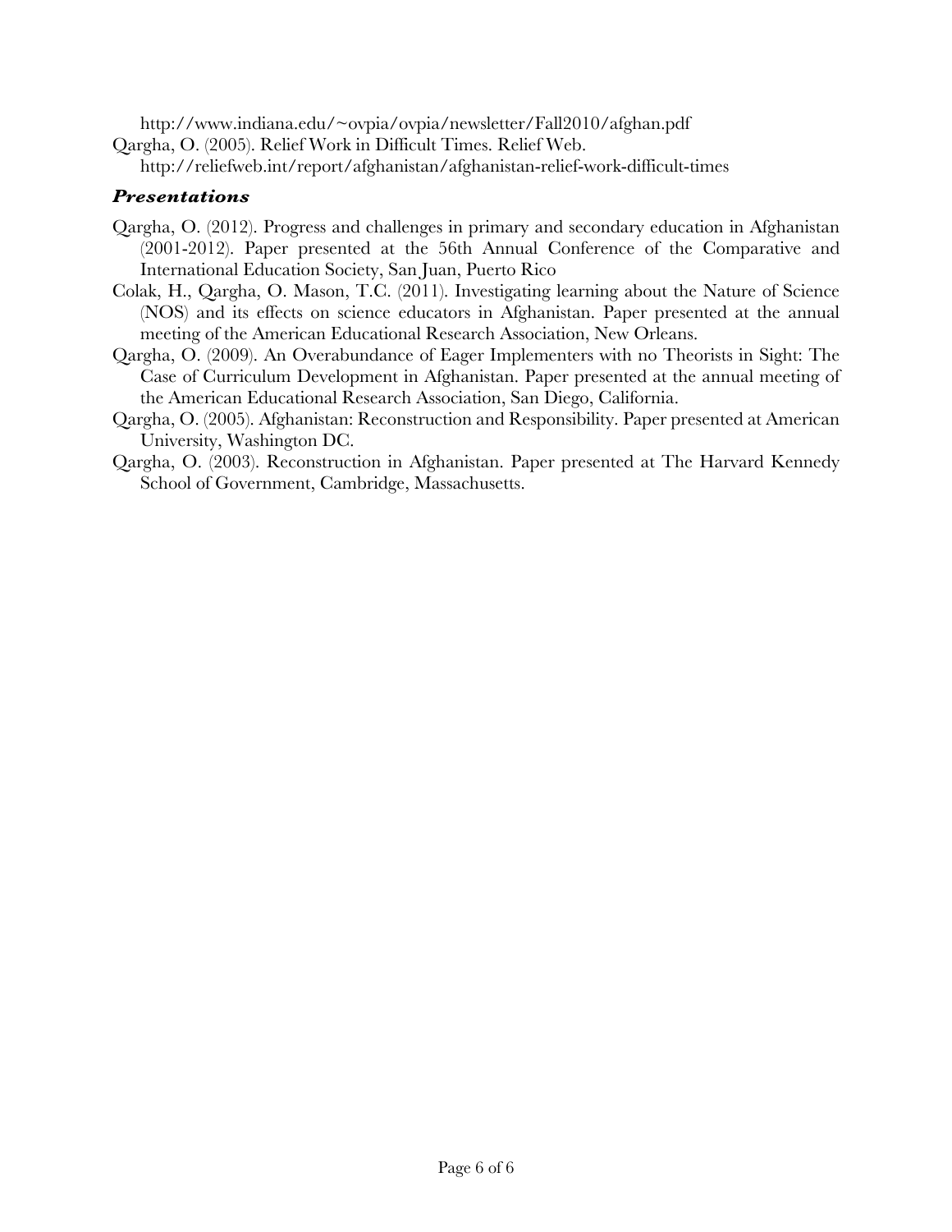http://www.indiana.edu/~ovpia/ovpia/newsletter/Fall2010/afghan.pdf

Qargha, O. (2005). Relief Work in Difficult Times. Relief Web. http://reliefweb.int/report/afghanistan/afghanistan-relief-work-difficult-times

### *Presentations*

Qargha, O. (2012). Progress and challenges in primary and secondary education in Afghanistan (2001-2012). Paper presented at the 56th Annual Conference of the Comparative and International Education Society, San Juan, Puerto Rico

Colak, H., Qargha, O. Mason, T.C. (2011). Investigating learning about the Nature of Science (NOS) and its effects on science educators in Afghanistan. Paper presented at the annual meeting of the American Educational Research Association, New Orleans.

Qargha, O. (2009). An Overabundance of Eager Implementers with no Theorists in Sight: The Case of Curriculum Development in Afghanistan. Paper presented at the annual meeting of the American Educational Research Association, San Diego, California.

Qargha, O. (2005). Afghanistan: Reconstruction and Responsibility. Paper presented at American University, Washington DC.

Qargha, O. (2003). Reconstruction in Afghanistan. Paper presented at The Harvard Kennedy School of Government, Cambridge, Massachusetts.